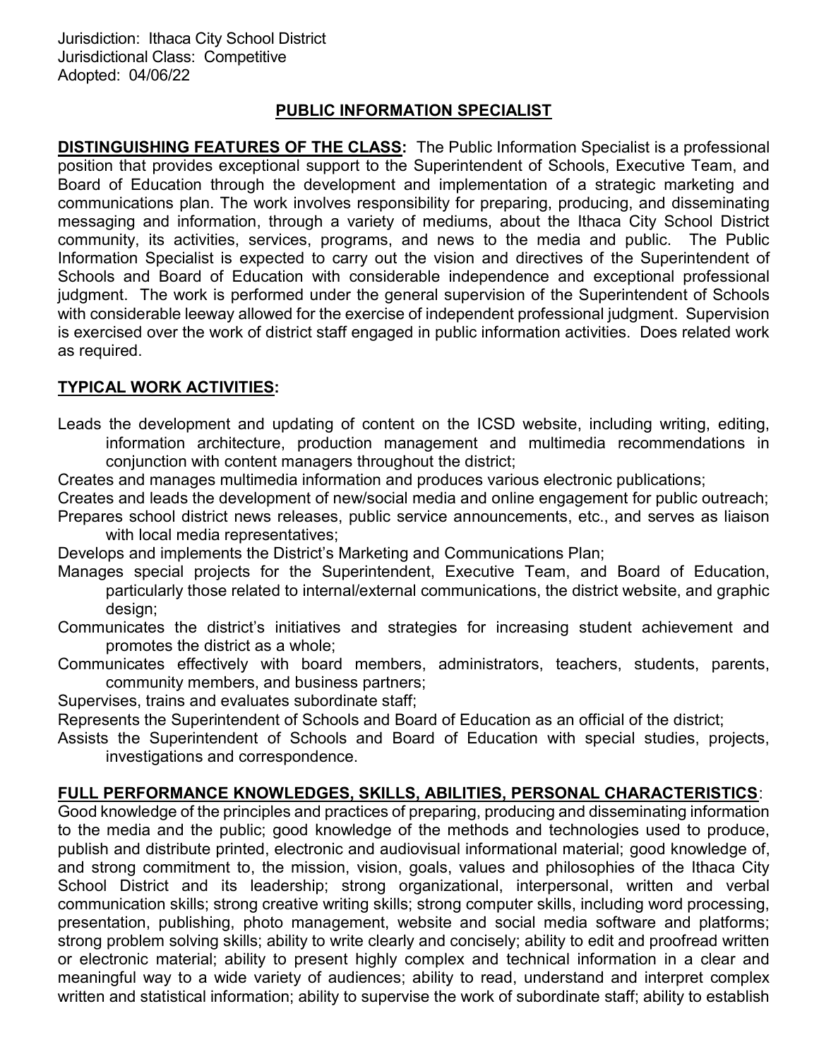Jurisdiction: Ithaca City School District
Jurisdictional Class: Competitive
Adopted: 04/06/22

# PUBLIC INFORMATION SPECIALIST

**DISTINGUISHING FEATURES OF THE CLASS:** The Public Information Specialist is a professional position that provides exceptional support to the Superintendent of Schools, Executive Team, and Board of Education through the development and implementation of a strategic marketing and communications plan. The work involves responsibility for preparing, producing, and disseminating messaging and information, through a variety of mediums, about the Ithaca City School District community, its activities, services, programs, and news to the media and public. The Public Information Specialist is expected to carry out the vision and directives of the Superintendent of Schools and Board of Education with considerable independence and exceptional professional judgment. The work is performed under the general supervision of the Superintendent of Schools with considerable leeway allowed for the exercise of independent professional judgment. Supervision is exercised over the work of district staff engaged in public information activities. Does related work as required.

## TYPICAL WORK ACTIVITIES:

- Leads the development and updating of content on the ICSD website, including writing, editing, information architecture, production management and multimedia recommendations in conjunction with content managers throughout the district;
- Creates and manages multimedia information and produces various electronic publications;
- Creates and leads the development of new/social media and online engagement for public outreach;
- Prepares school district news releases, public service announcements, etc., and serves as liaison with local media representatives;
- Develops and implements the District's Marketing and Communications Plan;
- Manages special projects for the Superintendent, Executive Team, and Board of Education, particularly those related to internal/external communications, the district website, and graphic design;
- Communicates the district's initiatives and strategies for increasing student achievement and promotes the district as a whole;
- Communicates effectively with board members, administrators, teachers, students, parents, community members, and business partners;
- Supervises, trains and evaluates subordinate staff;
- Represents the Superintendent of Schools and Board of Education as an official of the district;
- Assists the Superintendent of Schools and Board of Education with special studies, projects, investigations and correspondence.

## FULL PERFORMANCE KNOWLEDGES, SKILLS, ABILITIES, PERSONAL CHARACTERISTICS:

Good knowledge of the principles and practices of preparing, producing and disseminating information to the media and the public; good knowledge of the methods and technologies used to produce, publish and distribute printed, electronic and audiovisual informational material; good knowledge of, and strong commitment to, the mission, vision, goals, values and philosophies of the Ithaca City School District and its leadership; strong organizational, interpersonal, written and verbal communication skills; strong creative writing skills; strong computer skills, including word processing, presentation, publishing, photo management, website and social media software and platforms; strong problem solving skills; ability to write clearly and concisely; ability to edit and proofread written or electronic material; ability to present highly complex and technical information in a clear and meaningful way to a wide variety of audiences; ability to read, understand and interpret complex written and statistical information; ability to supervise the work of subordinate staff; ability to establish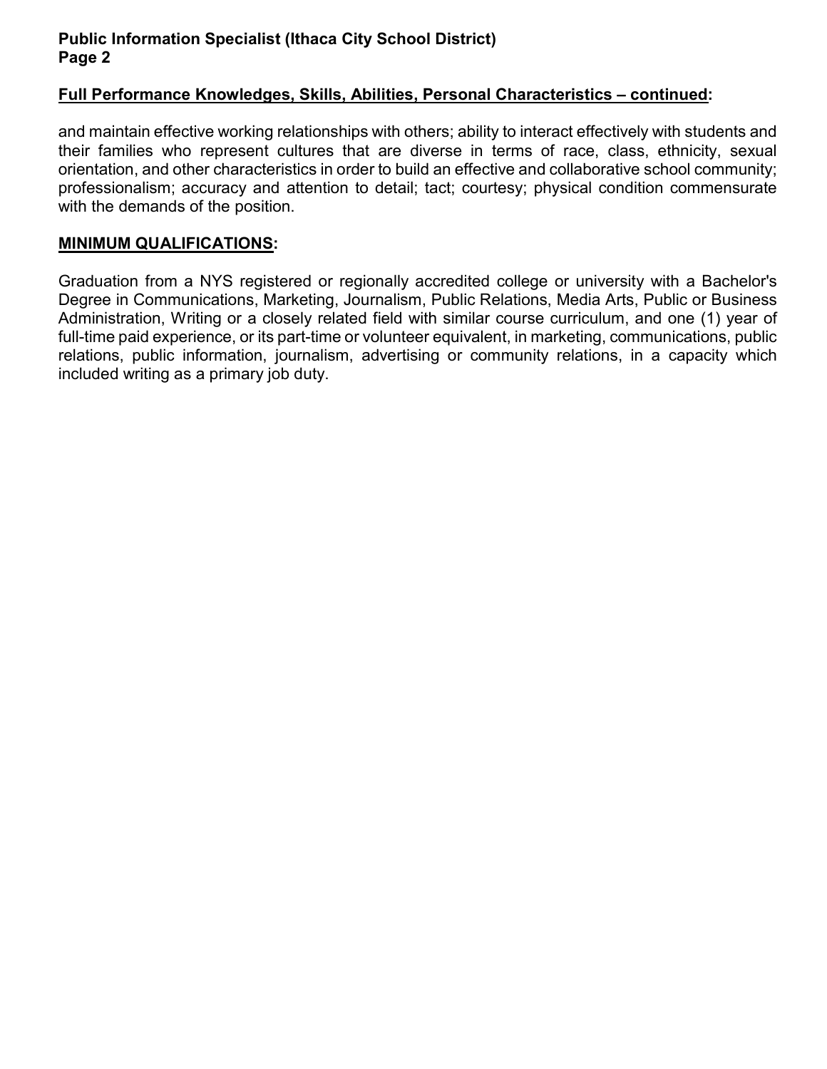## Full Performance Knowledges, Skills, Abilities, Personal Characteristics – continued:

and maintain effective working relationships with others; ability to interact effectively with students and their families who represent cultures that are diverse in terms of race, class, ethnicity, sexual orientation, and other characteristics in order to build an effective and collaborative school community; professionalism; accuracy and attention to detail; tact; courtesy; physical condition commensurate with the demands of the position.

## MINIMUM QUALIFICATIONS:

Graduation from a NYS registered or regionally accredited college or university with a Bachelor's Degree in Communications, Marketing, Journalism, Public Relations, Media Arts, Public or Business Administration, Writing or a closely related field with similar course curriculum, and one (1) year of full-time paid experience, or its part-time or volunteer equivalent, in marketing, communications, public relations, public information, journalism, advertising or community relations, in a capacity which included writing as a primary job duty.